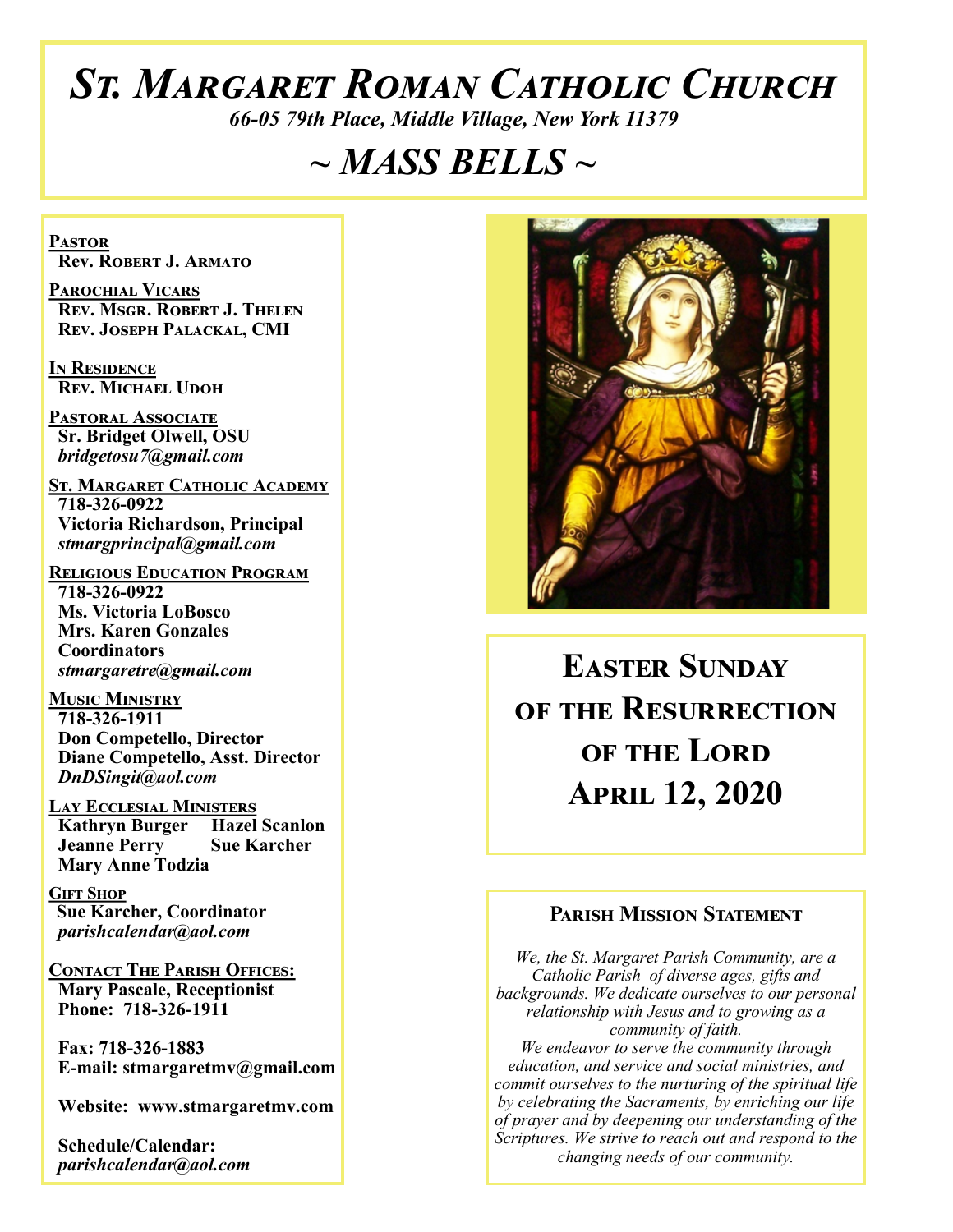# St. Margaret Roman Catholic Church

*66-05 79th Place, Middle Village, New York 11379*

## ~ MASS BELLS ~

**Pastor**
**Rev. Robert J. Armato**

**Parochial Vicars**
**Rev. Msgr. Robert J. Thelen**
**Rev. Joseph Palackal, CMI**

**In Residence**
**Rev. Michael Udoh**

**Pastoral Associate**
**Sr. Bridget Olwell, OSU**
*bridgetosu7@gmail.com*

**St. Margaret Catholic Academy**
**718-326-0922**
**Victoria Richardson, Principal**
*stmargprincipal@gmail.com*

**Religious Education Program**
**718-326-0922**
**Ms. Victoria LoBosco**
**Mrs. Karen Gonzales**
**Coordinators**
*stmargaretre@gmail.com*

**Music Ministry**
**718-326-1911**
**Don Competello, Director**
**Diane Competello, Asst. Director**
*DnDSingit@aol.com*

**Lay Ecclesial Ministers**
**Kathryn Burger**
**Hazel Scanlon**
**Jeanne Perry**
**Sue Karcher**
**Mary Anne Todzia**

**Gift Shop**
**Sue Karcher, Coordinator**
*parishcalendar@aol.com*

**Contact The Parish Offices:**
**Mary Pascale, Receptionist**
**Phone: 718-326-1911**

**Fax: 718-326-1883**
**E-mail: stmargaretmv@gmail.com**

**Website: www.stmargaretmv.com**

**Schedule/Calendar:**
*parishcalendar@aol.com*

## Easter Sunday of the Resurrection of the Lord
## April 12, 2020

### Parish Mission Statement

*We, the St. Margaret Parish Community, are a Catholic Parish of diverse ages, gifts and backgrounds. We dedicate ourselves to our personal relationship with Jesus and to growing as a community of faith.*
*We endeavor to serve the community through education, and service and social ministries, and commit ourselves to the nurturing of the spiritual life by celebrating the Sacraments, by enriching our life of prayer and by deepening our understanding of the Scriptures. We strive to reach out and respond to the changing needs of our community.*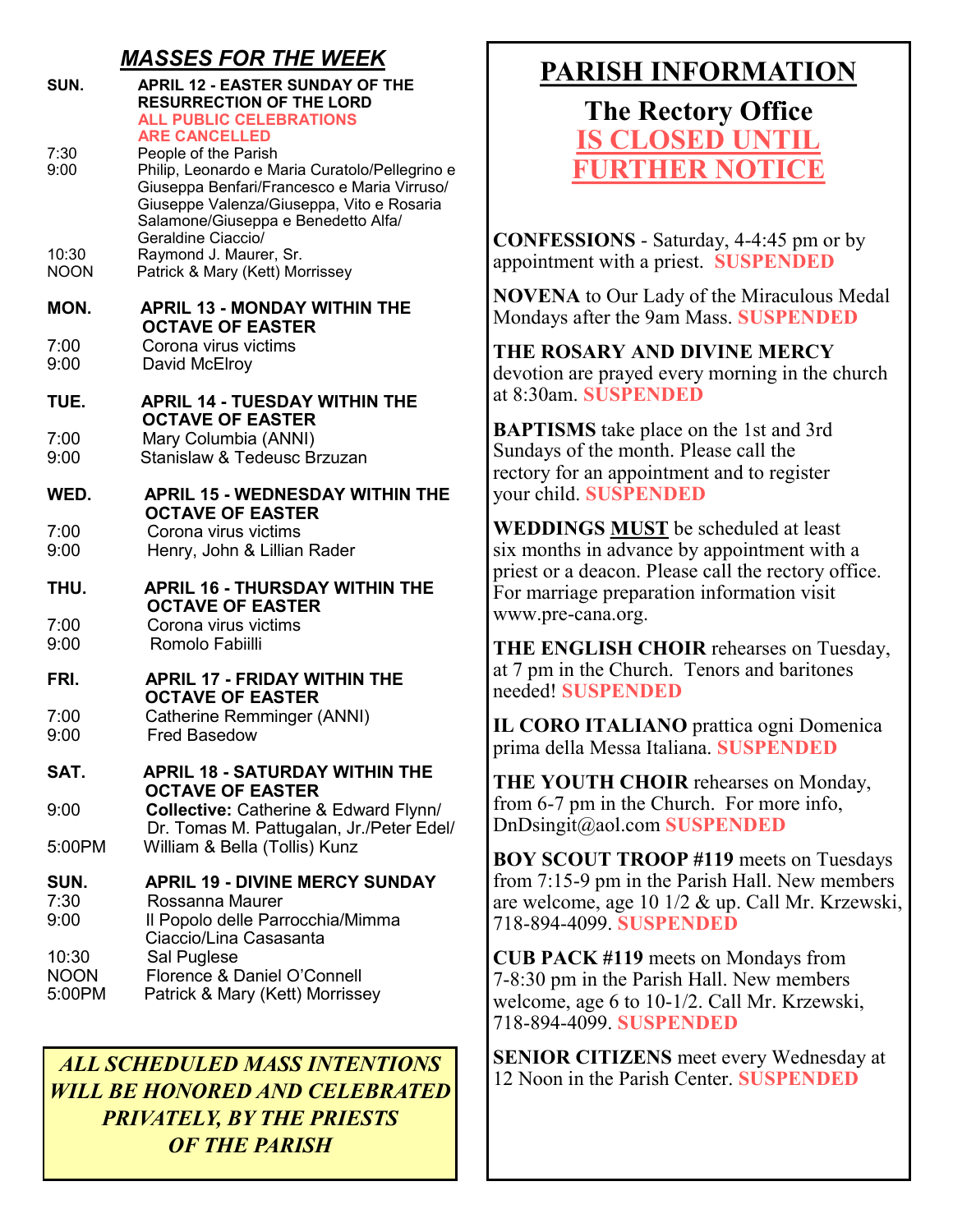## *MASSES FOR THE WEEK*

**SUN. APRIL 12 - EASTER SUNDAY OF THE RESURRECTION OF THE LORD**
**ALL PUBLIC CELEBRATIONS ARE CANCELLED**

- 7:30 People of the Parish
- 9:00 Philip, Leonardo e Maria Curatolo/Pellegrino e Giuseppa Benfari/Francesco e Maria Virruso/ Giuseppe Valenza/Giuseppa, Vito e Rosaria Salamone/Giuseppa e Benedetto Alfa/ Geraldine Ciaccio/
- 10:30 Raymond J. Maurer, Sr.
- NOON Patrick & Mary (Kett) Morrissey

**MON. APRIL 13 - MONDAY WITHIN THE OCTAVE OF EASTER**

- 7:00 Corona virus victims
- 9:00 David McElroy

**TUE. APRIL 14 - TUESDAY WITHIN THE OCTAVE OF EASTER**

- 7:00 Mary Columbia (ANNI)
- 9:00 Stanislaw & Tedeusc Brzuzan

**WED. APRIL 15 - WEDNESDAY WITHIN THE OCTAVE OF EASTER**

- 7:00 Corona virus victims
- 9:00 Henry, John & Lillian Rader

**THU. APRIL 16 - THURSDAY WITHIN THE OCTAVE OF EASTER**

- 7:00 Corona virus victims
- 9:00 Romolo Fabiilli

**FRI. APRIL 17 - FRIDAY WITHIN THE OCTAVE OF EASTER**

- 7:00 Catherine Remminger (ANNI)
- 9:00 Fred Basedow

**SAT. APRIL 18 - SATURDAY WITHIN THE OCTAVE OF EASTER**

- 9:00 **Collective:** Catherine & Edward Flynn/ Dr. Tomas M. Pattugalan, Jr./Peter Edel/
- 5:00PM William & Bella (Tollis) Kunz

**SUN. APRIL 19 - DIVINE MERCY SUNDAY**

- 7:30 Rossanna Maurer
- 9:00 Il Popolo delle Parrocchia/Mimma Ciaccio/Lina Casasanta
- 10:30 Sal Puglese
- NOON Florence & Daniel O'Connell
- 5:00PM Patrick & Mary (Kett) Morrissey

***ALL SCHEDULED MASS INTENTIONS WILL BE HONORED AND CELEBRATED PRIVATELY, BY THE PRIESTS OF THE PARISH***

# PARISH INFORMATION

## The Rectory Office IS CLOSED UNTIL FURTHER NOTICE

**CONFESSIONS** - Saturday, 4-4:45 pm or by appointment with a priest. **SUSPENDED**

**NOVENA** to Our Lady of the Miraculous Medal Mondays after the 9am Mass. **SUSPENDED**

**THE ROSARY AND DIVINE MERCY** devotion are prayed every morning in the church at 8:30am. **SUSPENDED**

**BAPTISMS** take place on the 1st and 3rd Sundays of the month. Please call the rectory for an appointment and to register your child. **SUSPENDED**

**WEDDINGS MUST** be scheduled at least six months in advance by appointment with a priest or a deacon. Please call the rectory office. For marriage preparation information visit www.pre-cana.org.

**THE ENGLISH CHOIR** rehearses on Tuesday, at 7 pm in the Church. Tenors and baritones needed! **SUSPENDED**

**IL CORO ITALIANO** prattica ogni Domenica prima della Messa Italiana. **SUSPENDED**

**THE YOUTH CHOIR** rehearses on Monday, from 6-7 pm in the Church. For more info, DnDsingit@aol.com **SUSPENDED**

**BOY SCOUT TROOP #119** meets on Tuesdays from 7:15-9 pm in the Parish Hall. New members are welcome, age 10 1/2 & up. Call Mr. Krzewski, 718-894-4099. **SUSPENDED**

**CUB PACK #119** meets on Mondays from 7-8:30 pm in the Parish Hall. New members welcome, age 6 to 10-1/2. Call Mr. Krzewski, 718-894-4099. **SUSPENDED**

**SENIOR CITIZENS** meet every Wednesday at 12 Noon in the Parish Center. **SUSPENDED**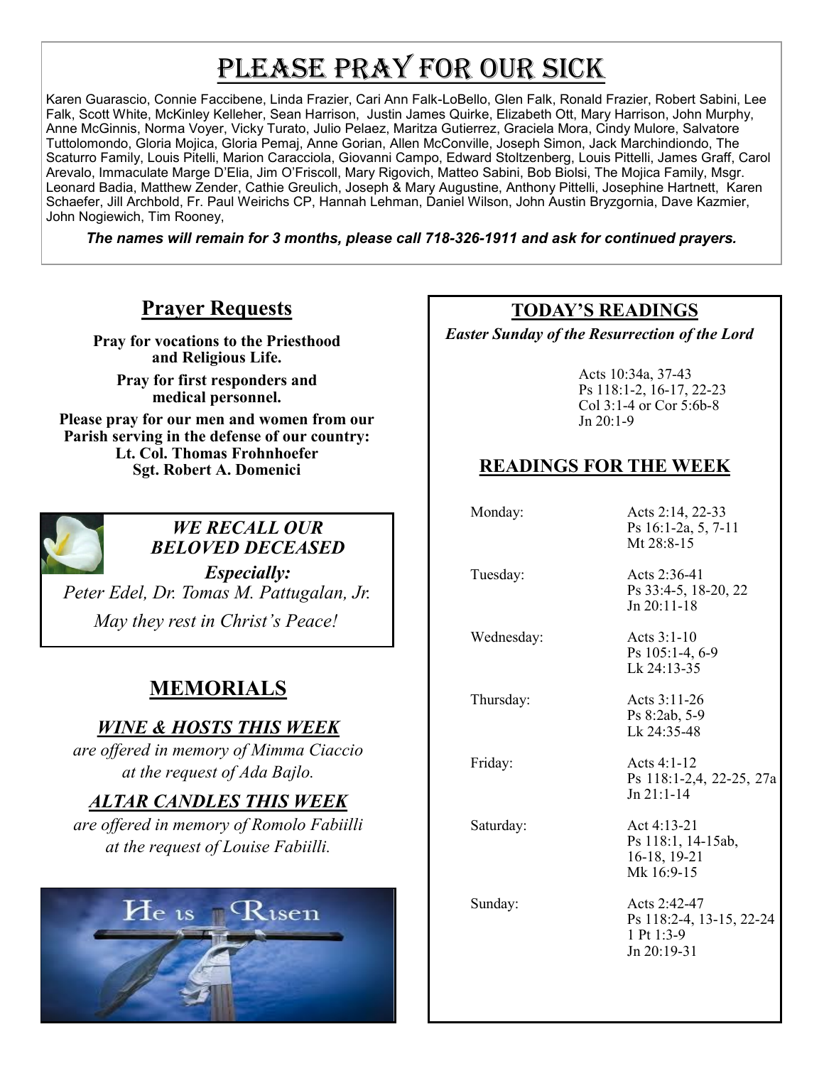# PLEASE PRAY FOR OUR SICK

Karen Guarascio, Connie Faccibene, Linda Frazier, Cari Ann Falk-LoBello, Glen Falk, Ronald Frazier, Robert Sabini, Lee Falk, Scott White, McKinley Kelleher, Sean Harrison, Justin James Quirke, Elizabeth Ott, Mary Harrison, John Murphy, Anne McGinnis, Norma Voyer, Vicky Turato, Julio Pelaez, Maritza Gutierrez, Graciela Mora, Cindy Mulore, Salvatore Tuttolomondo, Gloria Mojica, Gloria Pemaj, Anne Gorian, Allen McConville, Joseph Simon, Jack Marchindiondo, The Scaturro Family, Louis Pitelli, Marion Caracciola, Giovanni Campo, Edward Stoltzenberg, Louis Pittelli, James Graff, Carol Arevalo, Immaculate Marge D'Elia, Jim O'Friscoll, Mary Rigovich, Matteo Sabini, Bob Biolsi, The Mojica Family, Msgr. Leonard Badia, Matthew Zender, Cathie Greulich, Joseph & Mary Augustine, Anthony Pittelli, Josephine Hartnett, Karen Schaefer, Jill Archbold, Fr. Paul Weirichs CP, Hannah Lehman, Daniel Wilson, John Austin Bryzgornia, Dave Kazmier, John Nogiewich, Tim Rooney,

***The names will remain for 3 months, please call 718-326-1911 and ask for continued prayers.***

## Prayer Requests

**Pray for vocations to the Priesthood and Religious Life.**

**Pray for first responders and medical personnel.**

**Please pray for our men and women from our Parish serving in the defense of our country:**
**Lt. Col. Thomas Frohnhoefer**
**Sgt. Robert A. Domenici**

***WE RECALL OUR BELOVED DECEASED***

***Especially:***

*Peter Edel, Dr. Tomas M. Pattugalan, Jr.*

*May they rest in Christ's Peace!*

## MEMORIALS

### *WINE & HOSTS THIS WEEK*

*are offered in memory of Mimma Ciaccio at the request of Ada Bajlo.*

### *ALTAR CANDLES THIS WEEK*

*are offered in memory of Romolo Fabiilli at the request of Louise Fabiilli.*

## TODAY'S READINGS

***Easter Sunday of the Resurrection of the Lord***

Acts 10:34a, 37-43
Ps 118:1-2, 16-17, 22-23
Col 3:1-4 or Cor 5:6b-8
Jn 20:1-9

## READINGS FOR THE WEEK

| | |
|---|---|
| Monday: | Acts 2:14, 22-33<br>Ps 16:1-2a, 5, 7-11<br>Mt 28:8-15 |
| Tuesday: | Acts 2:36-41<br>Ps 33:4-5, 18-20, 22<br>Jn 20:11-18 |
| Wednesday: | Acts 3:1-10<br>Ps 105:1-4, 6-9<br>Lk 24:13-35 |
| Thursday: | Acts 3:11-26<br>Ps 8:2ab, 5-9<br>Lk 24:35-48 |
| Friday: | Acts 4:1-12<br>Ps 118:1-2,4, 22-25, 27a<br>Jn 21:1-14 |
| Saturday: | Act 4:13-21<br>Ps 118:1, 14-15ab, 16-18, 19-21<br>Mk 16:9-15 |
| Sunday: | Acts 2:42-47<br>Ps 118:2-4, 13-15, 22-24<br>1 Pt 1:3-9<br>Jn 20:19-31 |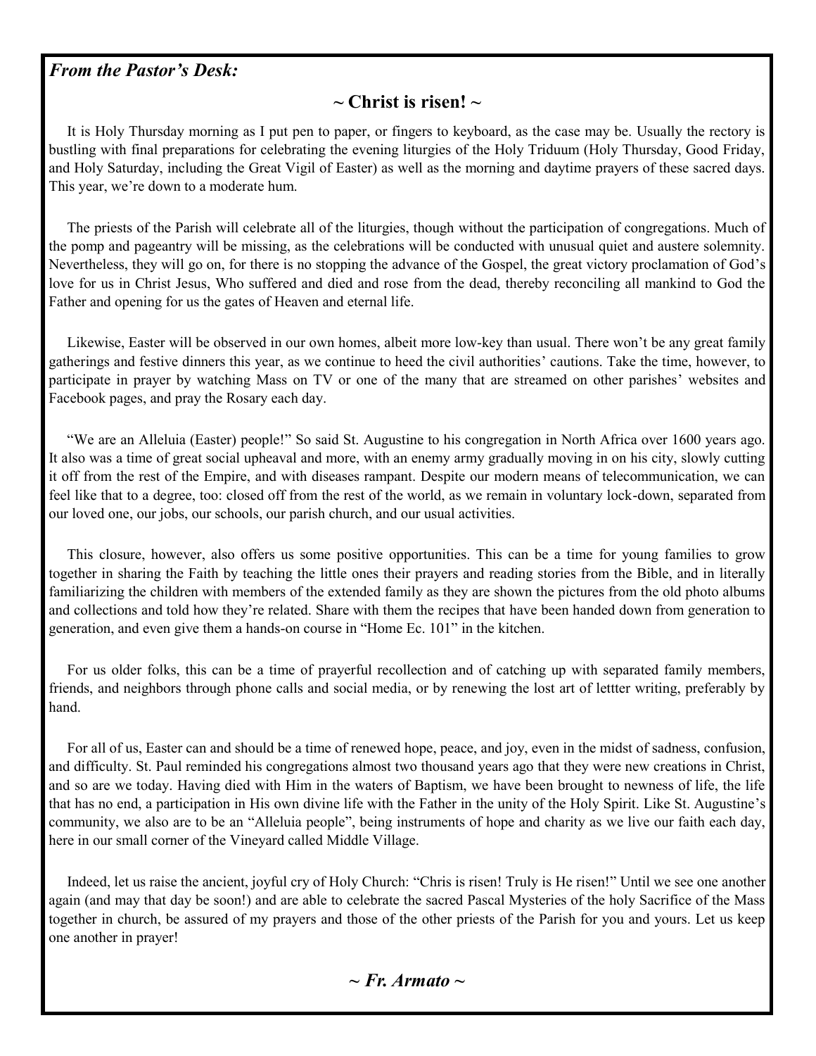*From the Pastor's Desk:*

## ~ Christ is risen! ~

It is Holy Thursday morning as I put pen to paper, or fingers to keyboard, as the case may be. Usually the rectory is bustling with final preparations for celebrating the evening liturgies of the Holy Triduum (Holy Thursday, Good Friday, and Holy Saturday, including the Great Vigil of Easter) as well as the morning and daytime prayers of these sacred days. This year, we're down to a moderate hum.

The priests of the Parish will celebrate all of the liturgies, though without the participation of congregations. Much of the pomp and pageantry will be missing, as the celebrations will be conducted with unusual quiet and austere solemnity. Nevertheless, they will go on, for there is no stopping the advance of the Gospel, the great victory proclamation of God's love for us in Christ Jesus, Who suffered and died and rose from the dead, thereby reconciling all mankind to God the Father and opening for us the gates of Heaven and eternal life.

Likewise, Easter will be observed in our own homes, albeit more low-key than usual. There won't be any great family gatherings and festive dinners this year, as we continue to heed the civil authorities' cautions. Take the time, however, to participate in prayer by watching Mass on TV or one of the many that are streamed on other parishes' websites and Facebook pages, and pray the Rosary each day.

"We are an Alleluia (Easter) people!" So said St. Augustine to his congregation in North Africa over 1600 years ago. It also was a time of great social upheaval and more, with an enemy army gradually moving in on his city, slowly cutting it off from the rest of the Empire, and with diseases rampant. Despite our modern means of telecommunication, we can feel like that to a degree, too: closed off from the rest of the world, as we remain in voluntary lock-down, separated from our loved one, our jobs, our schools, our parish church, and our usual activities.

This closure, however, also offers us some positive opportunities. This can be a time for young families to grow together in sharing the Faith by teaching the little ones their prayers and reading stories from the Bible, and in literally familiarizing the children with members of the extended family as they are shown the pictures from the old photo albums and collections and told how they're related. Share with them the recipes that have been handed down from generation to generation, and even give them a hands-on course in "Home Ec. 101" in the kitchen.

For us older folks, this can be a time of prayerful recollection and of catching up with separated family members, friends, and neighbors through phone calls and social media, or by renewing the lost art of lettter writing, preferably by hand.

For all of us, Easter can and should be a time of renewed hope, peace, and joy, even in the midst of sadness, confusion, and difficulty. St. Paul reminded his congregations almost two thousand years ago that they were new creations in Christ, and so are we today. Having died with Him in the waters of Baptism, we have been brought to newness of life, the life that has no end, a participation in His own divine life with the Father in the unity of the Holy Spirit. Like St. Augustine's community, we also are to be an "Alleluia people", being instruments of hope and charity as we live our faith each day, here in our small corner of the Vineyard called Middle Village.

Indeed, let us raise the ancient, joyful cry of Holy Church: "Chris is risen! Truly is He risen!" Until we see one another again (and may that day be soon!) and are able to celebrate the sacred Pascal Mysteries of the holy Sacrifice of the Mass together in church, be assured of my prayers and those of the other priests of the Parish for you and yours. Let us keep one another in prayer!

***~ Fr. Armato ~***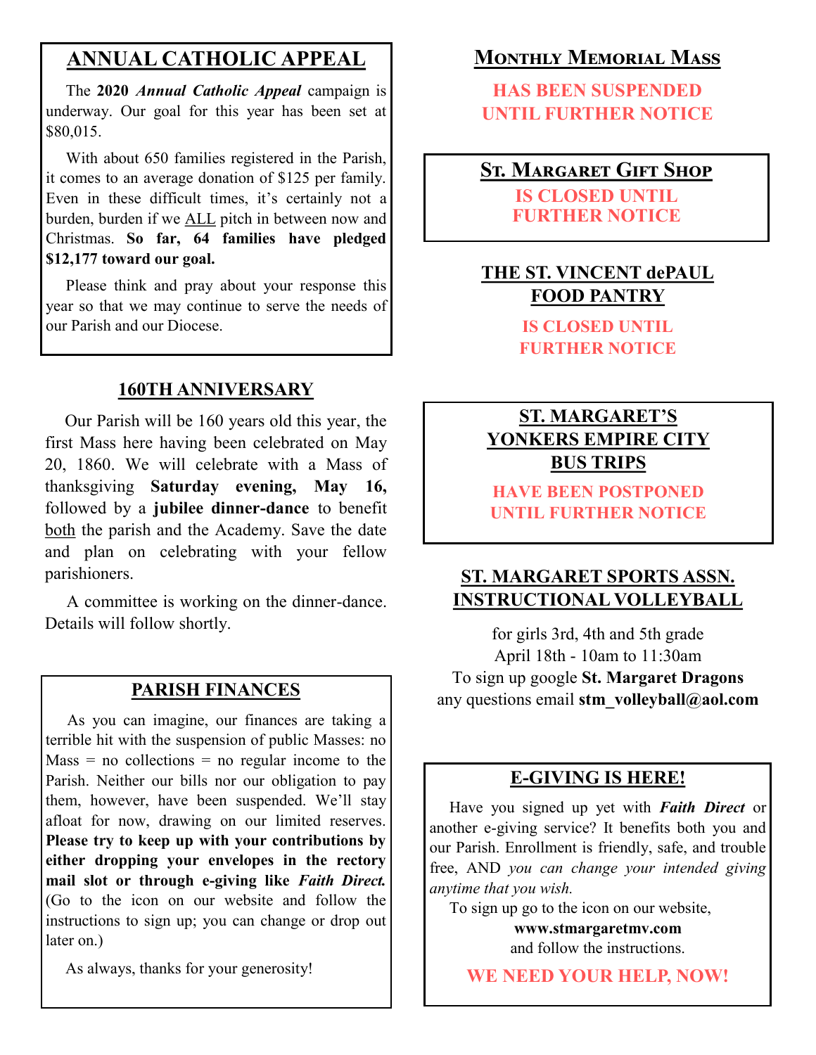## ANNUAL CATHOLIC APPEAL

The **2020 *Annual Catholic Appeal*** campaign is underway. Our goal for this year has been set at $80,015.

With about 650 families registered in the Parish, it comes to an average donation of $125 per family. Even in these difficult times, it's certainly not a burden, burden if we ALL pitch in between now and Christmas. **So far, 64 families have pledged $12,177 toward our goal.**

Please think and pray about your response this year so that we may continue to serve the needs of our Parish and our Diocese.

## 160TH ANNIVERSARY

Our Parish will be 160 years old this year, the first Mass here having been celebrated on May 20, 1860. We will celebrate with a Mass of thanksgiving **Saturday evening, May 16,** followed by a **jubilee dinner-dance** to benefit both the parish and the Academy. Save the date and plan on celebrating with your fellow parishioners.

A committee is working on the dinner-dance. Details will follow shortly.

## PARISH FINANCES

As you can imagine, our finances are taking a terrible hit with the suspension of public Masses: no Mass = no collections = no regular income to the Parish. Neither our bills nor our obligation to pay them, however, have been suspended. We'll stay afloat for now, drawing on our limited reserves. **Please try to keep up with your contributions by either dropping your envelopes in the rectory mail slot or through e-giving like *Faith Direct.*** (Go to the icon on our website and follow the instructions to sign up; you can change or drop out later on.)

As always, thanks for your generosity!

## MONTHLY MEMORIAL MASS

**HAS BEEN SUSPENDED UNTIL FURTHER NOTICE**

## ST. MARGARET GIFT SHOP

**IS CLOSED UNTIL FURTHER NOTICE**

## THE ST. VINCENT dePAUL FOOD PANTRY

**IS CLOSED UNTIL FURTHER NOTICE**

## ST. MARGARET'S YONKERS EMPIRE CITY BUS TRIPS

**HAVE BEEN POSTPONED UNTIL FURTHER NOTICE**

## ST. MARGARET SPORTS ASSN. INSTRUCTIONAL VOLLEYBALL

for girls 3rd, 4th and 5th grade
April 18th - 10am to 11:30am
To sign up google **St. Margaret Dragons**
any questions email **stm_volleyball@aol.com**

## E-GIVING IS HERE!

Have you signed up yet with ***Faith Direct*** or another e-giving service? It benefits both you and our Parish. Enrollment is friendly, safe, and trouble free, AND *you can change your intended giving anytime that you wish.*

To sign up go to the icon on our website,
**www.stmargaretmv.com**
and follow the instructions.

**WE NEED YOUR HELP, NOW!**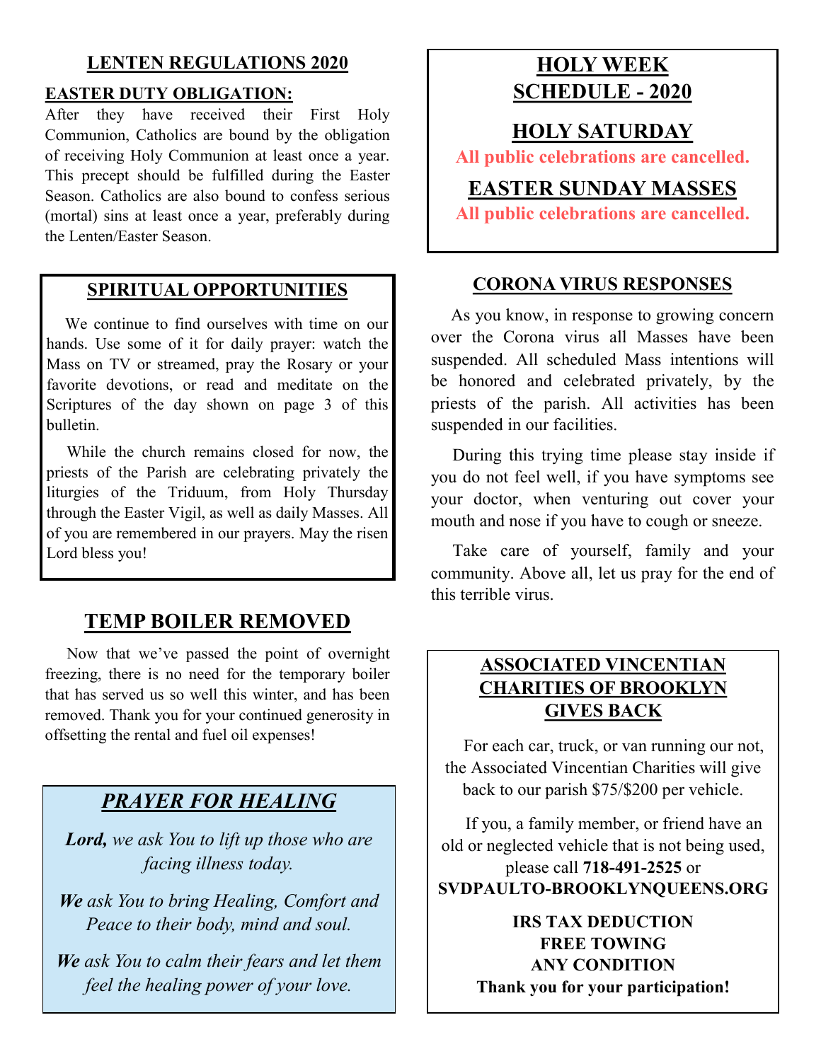## LENTEN REGULATIONS 2020

### EASTER DUTY OBLIGATION:

After they have received their First Holy Communion, Catholics are bound by the obligation of receiving Holy Communion at least once a year. This precept should be fulfilled during the Easter Season. Catholics are also bound to confess serious (mortal) sins at least once a year, preferably during the Lenten/Easter Season.

## SPIRITUAL OPPORTUNITIES

We continue to find ourselves with time on our hands. Use some of it for daily prayer: watch the Mass on TV or streamed, pray the Rosary or your favorite devotions, or read and meditate on the Scriptures of the day shown on page 3 of this bulletin.

While the church remains closed for now, the priests of the Parish are celebrating privately the liturgies of the Triduum, from Holy Thursday through the Easter Vigil, as well as daily Masses. All of you are remembered in our prayers. May the risen Lord bless you!

## TEMP BOILER REMOVED

Now that we've passed the point of overnight freezing, there is no need for the temporary boiler that has served us so well this winter, and has been removed. Thank you for your continued generosity in offsetting the rental and fuel oil expenses!

## *PRAYER FOR HEALING*

***Lord,*** *we ask You to lift up those who are facing illness today.*

***We*** *ask You to bring Healing, Comfort and Peace to their body, mind and soul.*

***We*** *ask You to calm their fears and let them feel the healing power of your love.*

## HOLY WEEK SCHEDULE - 2020

### HOLY SATURDAY

**All public celebrations are cancelled.**

### EASTER SUNDAY MASSES

**All public celebrations are cancelled.**

## CORONA VIRUS RESPONSES

As you know, in response to growing concern over the Corona virus all Masses have been suspended. All scheduled Mass intentions will be honored and celebrated privately, by the priests of the parish. All activities has been suspended in our facilities.

During this trying time please stay inside if you do not feel well, if you have symptoms see your doctor, when venturing out cover your mouth and nose if you have to cough or sneeze.

Take care of yourself, family and your community. Above all, let us pray for the end of this terrible virus.

## ASSOCIATED VINCENTIAN CHARITIES OF BROOKLYN GIVES BACK

For each car, truck, or van running our not, the Associated Vincentian Charities will give back to our parish $75/$200 per vehicle.

If you, a family member, or friend have an old or neglected vehicle that is not being used, please call **718-491-2525** or **SVDPAULTO-BROOKLYNQUEENS.ORG**

**IRS TAX DEDUCTION**
**FREE TOWING**
**ANY CONDITION**
**Thank you for your participation!**